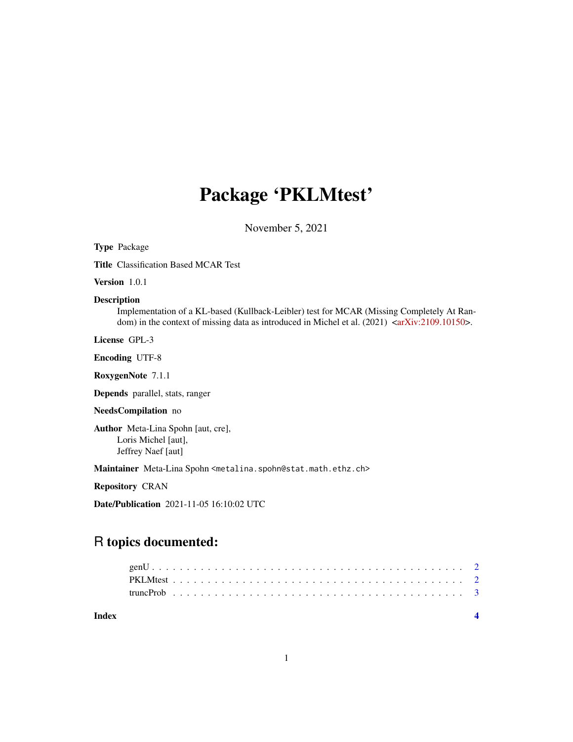# Package 'PKLMtest'

November 5, 2021

**Type** Package

**Title** Classification Based MCAR Test

**Version** 1.0.1

**Description**
Implementation of a KL-based (Kullback-Leibler) test for MCAR (Missing Completely At Random) in the context of missing data as introduced in Michel et al. (2021) <arXiv:2109.10150>.

**License** GPL-3

**Encoding** UTF-8

**RoxygenNote** 7.1.1

**Depends** parallel, stats, ranger

**NeedsCompilation** no

**Author** Meta-Lina Spohn [aut, cre],
Loris Michel [aut],
Jeffrey Naef [aut]

**Maintainer** Meta-Lina Spohn <metalina.spohn@stat.math.ethz.ch>

**Repository** CRAN

**Date/Publication** 2021-11-05 16:10:02 UTC

## R topics documented:

genU . . . . . . . . . . . . . . . . . . . . . . . . . . . . . . . . . . . . . . . . . . . . 2
PKLMtest . . . . . . . . . . . . . . . . . . . . . . . . . . . . . . . . . . . . . . . . . . 2
truncProb . . . . . . . . . . . . . . . . . . . . . . . . . . . . . . . . . . . . . . . . . . 3

**Index** 4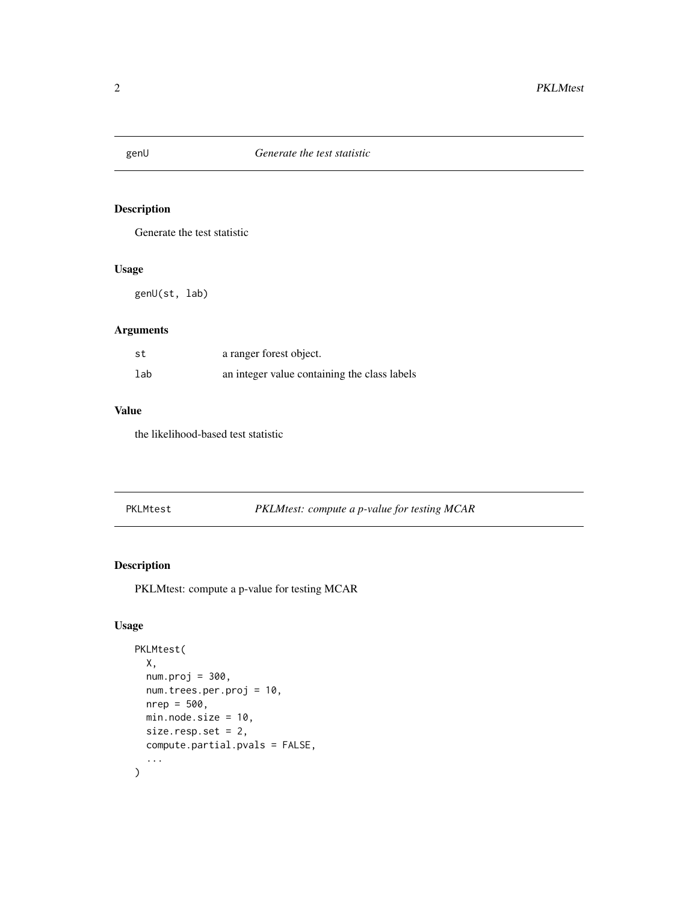## genU — *Generate the test statistic*

### Description

Generate the test statistic

### Usage

```
genU(st, lab)
```

### Arguments

| | |
|---|---|
| st | a ranger forest object. |
| lab | an integer value containing the class labels |

### Value

the likelihood-based test statistic

## PKLMtest — *PKLMtest: compute a p-value for testing MCAR*

### Description

PKLMtest: compute a p-value for testing MCAR

### Usage

```
PKLMtest(
  X,
  num.proj = 300,
  num.trees.per.proj = 10,
  nrep = 500,
  min.node.size = 10,
  size.resp.set = 2,
  compute.partial.pvals = FALSE,
  ...
)
```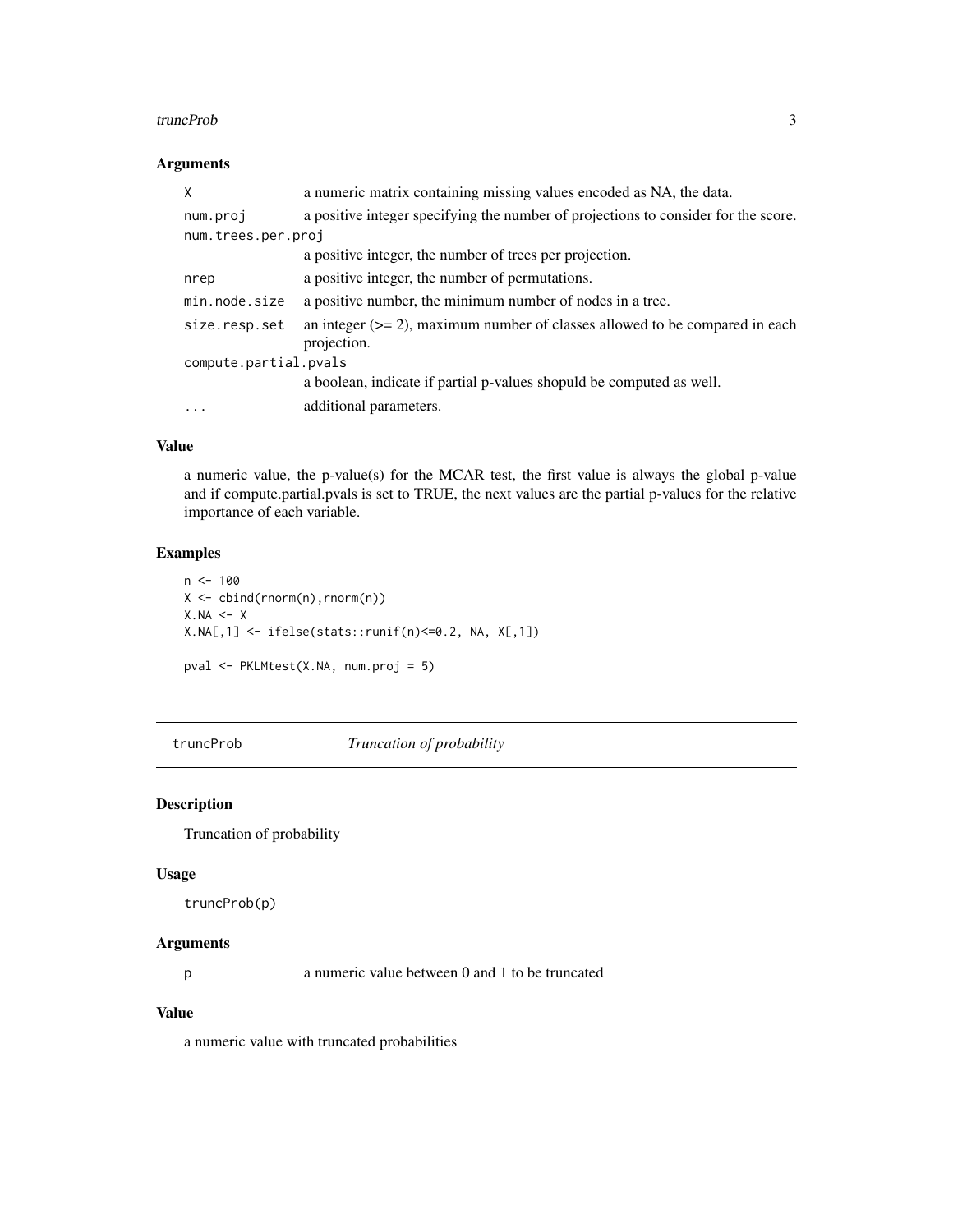### Arguments

| | |
|---|---|
| `X` | a numeric matrix containing missing values encoded as NA, the data. |
| `num.proj` | a positive integer specifying the number of projections to consider for the score. |
| `num.trees.per.proj` | a positive integer, the number of trees per projection. |
| `nrep` | a positive integer, the number of permutations. |
| `min.node.size` | a positive number, the minimum number of nodes in a tree. |
| `size.resp.set` | an integer (>= 2), maximum number of classes allowed to be compared in each projection. |
| `compute.partial.pvals` | a boolean, indicate if partial p-values shopuld be computed as well. |
| `...` | additional parameters. |

### Value

a numeric value, the p-value(s) for the MCAR test, the first value is always the global p-value and if compute.partial.pvals is set to TRUE, the next values are the partial p-values for the relative importance of each variable.

### Examples

```
n <- 100
X <- cbind(rnorm(n),rnorm(n))
X.NA <- X
X.NA[,1] <- ifelse(stats::runif(n)<=0.2, NA, X[,1])

pval <- PKLMtest(X.NA, num.proj = 5)
```

## truncProb *Truncation of probability*

### Description

Truncation of probability

### Usage

```
truncProb(p)
```

### Arguments

| | |
|---|---|
| `p` | a numeric value between 0 and 1 to be truncated |

### Value

a numeric value with truncated probabilities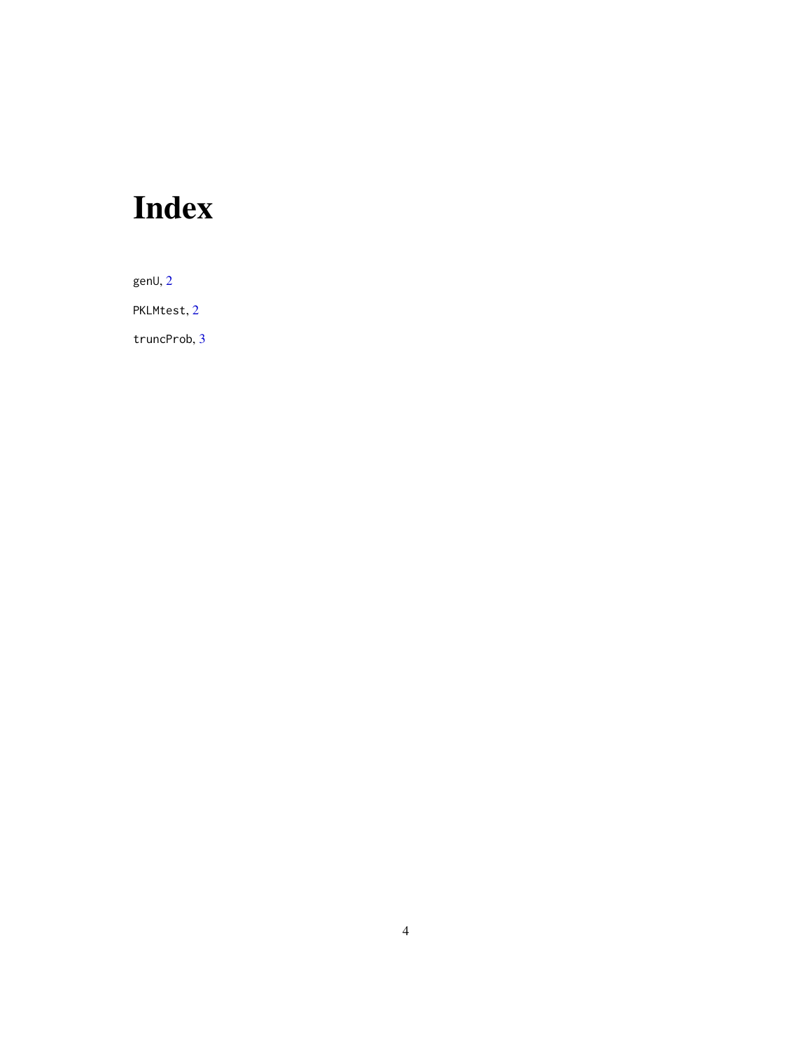# Index

genU, 2

PKLMtest, 2

truncProb, 3